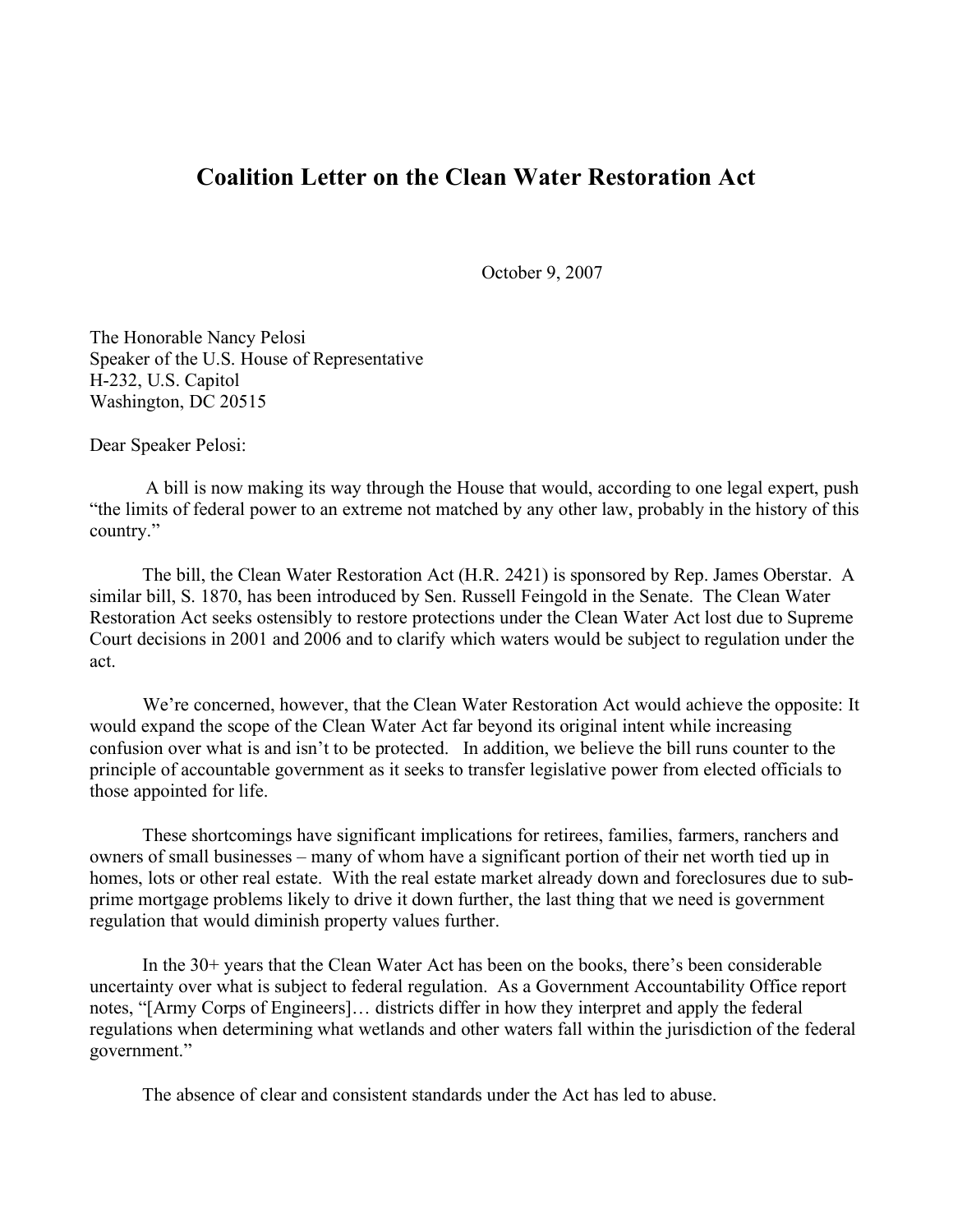# Coalition Letter on the Clean Water Restoration Act

October 9, 2007

The Honorable Nancy Pelosi
Speaker of the U.S. House of Representative
H-232, U.S. Capitol
Washington, DC 20515

Dear Speaker Pelosi:

A bill is now making its way through the House that would, according to one legal expert, push "the limits of federal power to an extreme not matched by any other law, probably in the history of this country."

The bill, the Clean Water Restoration Act (H.R. 2421) is sponsored by Rep. James Oberstar. A similar bill, S. 1870, has been introduced by Sen. Russell Feingold in the Senate. The Clean Water Restoration Act seeks ostensibly to restore protections under the Clean Water Act lost due to Supreme Court decisions in 2001 and 2006 and to clarify which waters would be subject to regulation under the act.

We're concerned, however, that the Clean Water Restoration Act would achieve the opposite: It would expand the scope of the Clean Water Act far beyond its original intent while increasing confusion over what is and isn't to be protected. In addition, we believe the bill runs counter to the principle of accountable government as it seeks to transfer legislative power from elected officials to those appointed for life.

These shortcomings have significant implications for retirees, families, farmers, ranchers and owners of small businesses – many of whom have a significant portion of their net worth tied up in homes, lots or other real estate. With the real estate market already down and foreclosures due to sub-prime mortgage problems likely to drive it down further, the last thing that we need is government regulation that would diminish property values further.

In the 30+ years that the Clean Water Act has been on the books, there's been considerable uncertainty over what is subject to federal regulation. As a Government Accountability Office report notes, "[Army Corps of Engineers]… districts differ in how they interpret and apply the federal regulations when determining what wetlands and other waters fall within the jurisdiction of the federal government."

The absence of clear and consistent standards under the Act has led to abuse.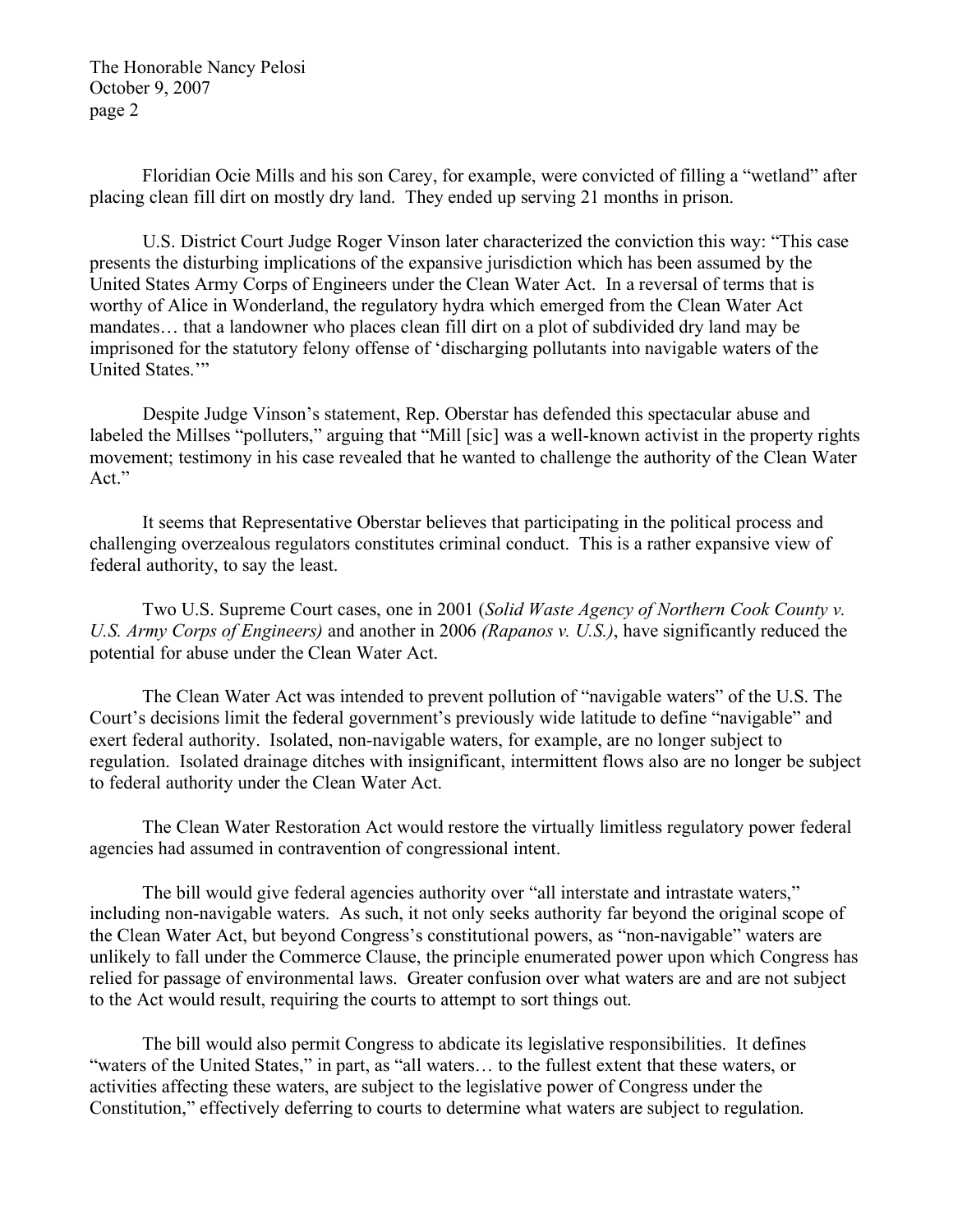Floridian Ocie Mills and his son Carey, for example, were convicted of filling a "wetland" after placing clean fill dirt on mostly dry land. They ended up serving 21 months in prison.

U.S. District Court Judge Roger Vinson later characterized the conviction this way: "This case presents the disturbing implications of the expansive jurisdiction which has been assumed by the United States Army Corps of Engineers under the Clean Water Act. In a reversal of terms that is worthy of Alice in Wonderland, the regulatory hydra which emerged from the Clean Water Act mandates… that a landowner who places clean fill dirt on a plot of subdivided dry land may be imprisoned for the statutory felony offense of 'discharging pollutants into navigable waters of the United States.'"

Despite Judge Vinson's statement, Rep. Oberstar has defended this spectacular abuse and labeled the Millses "polluters," arguing that "Mill [sic] was a well-known activist in the property rights movement; testimony in his case revealed that he wanted to challenge the authority of the Clean Water Act."

It seems that Representative Oberstar believes that participating in the political process and challenging overzealous regulators constitutes criminal conduct. This is a rather expansive view of federal authority, to say the least.

Two U.S. Supreme Court cases, one in 2001 (*Solid Waste Agency of Northern Cook County v. U.S. Army Corps of Engineers)* and another in 2006 *(Rapanos v. U.S.)*, have significantly reduced the potential for abuse under the Clean Water Act.

The Clean Water Act was intended to prevent pollution of "navigable waters" of the U.S. The Court's decisions limit the federal government's previously wide latitude to define "navigable" and exert federal authority. Isolated, non-navigable waters, for example, are no longer subject to regulation. Isolated drainage ditches with insignificant, intermittent flows also are no longer be subject to federal authority under the Clean Water Act.

The Clean Water Restoration Act would restore the virtually limitless regulatory power federal agencies had assumed in contravention of congressional intent.

The bill would give federal agencies authority over "all interstate and intrastate waters," including non-navigable waters. As such, it not only seeks authority far beyond the original scope of the Clean Water Act, but beyond Congress's constitutional powers, as "non-navigable" waters are unlikely to fall under the Commerce Clause, the principle enumerated power upon which Congress has relied for passage of environmental laws. Greater confusion over what waters are and are not subject to the Act would result, requiring the courts to attempt to sort things out.

The bill would also permit Congress to abdicate its legislative responsibilities. It defines "waters of the United States," in part, as "all waters… to the fullest extent that these waters, or activities affecting these waters, are subject to the legislative power of Congress under the Constitution," effectively deferring to courts to determine what waters are subject to regulation.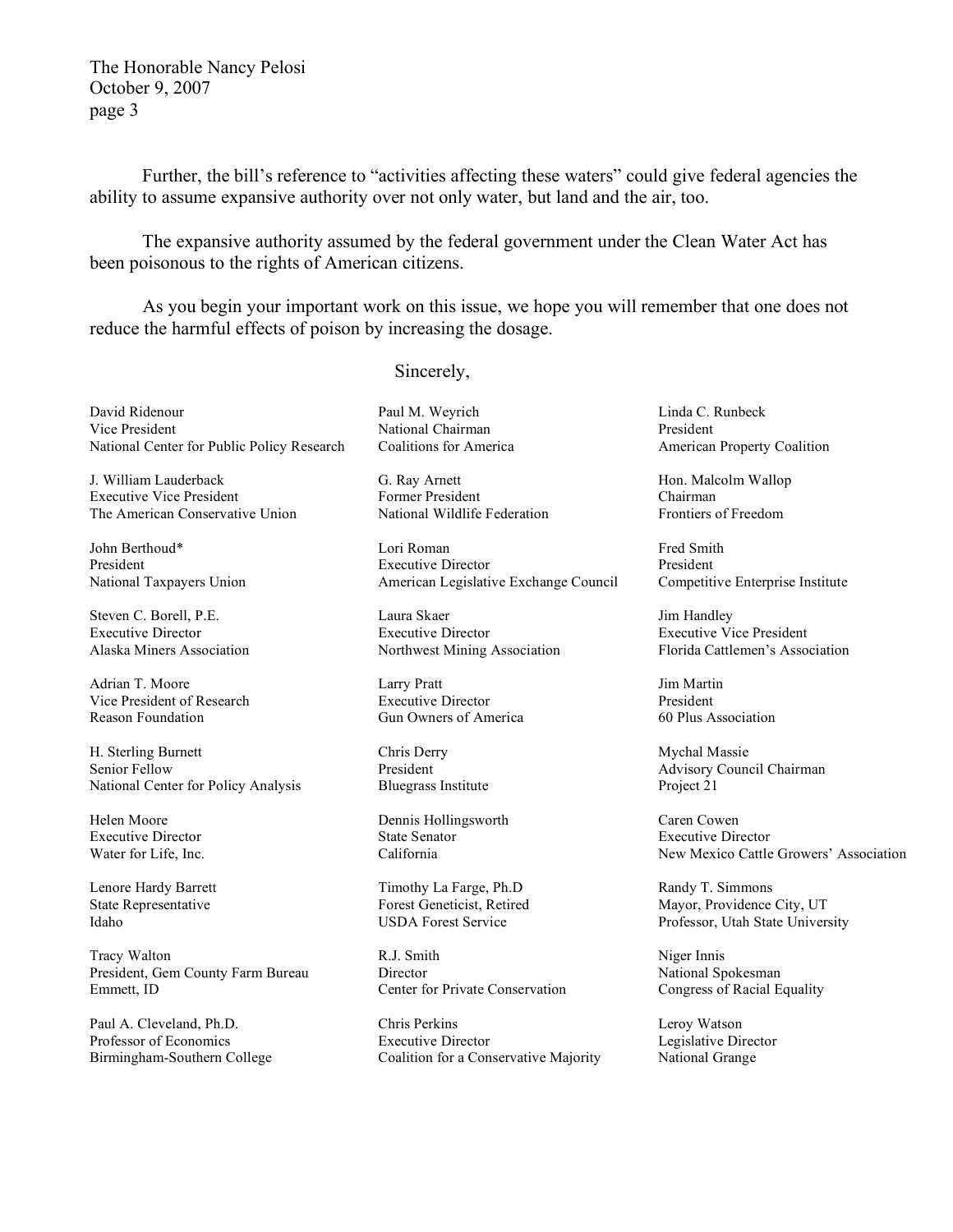Further, the bill's reference to "activities affecting these waters" could give federal agencies the ability to assume expansive authority over not only water, but land and the air, too.

The expansive authority assumed by the federal government under the Clean Water Act has been poisonous to the rights of American citizens.

As you begin your important work on this issue, we hope you will remember that one does not reduce the harmful effects of poison by increasing the dosage.

Sincerely,

David Ridenour
Vice President
National Center for Public Policy Research

J. William Lauderback
Executive Vice President
The American Conservative Union

John Berthoud*
President
National Taxpayers Union

Steven C. Borell, P.E.
Executive Director
Alaska Miners Association

Adrian T. Moore
Vice President of Research
Reason Foundation

H. Sterling Burnett
Senior Fellow
National Center for Policy Analysis

Helen Moore
Executive Director
Water for Life, Inc.

Lenore Hardy Barrett
State Representative
Idaho

Tracy Walton
President, Gem County Farm Bureau
Emmett, ID

Paul A. Cleveland, Ph.D.
Professor of Economics
Birmingham-Southern College

Paul M. Weyrich
National Chairman
Coalitions for America

G. Ray Arnett
Former President
National Wildlife Federation

Lori Roman
Executive Director
American Legislative Exchange Council

Laura Skaer
Executive Director
Northwest Mining Association

Larry Pratt
Executive Director
Gun Owners of America

Chris Derry
President
Bluegrass Institute

Dennis Hollingsworth
State Senator
California

Timothy La Farge, Ph.D
Forest Geneticist, Retired
USDA Forest Service

R.J. Smith
Director
Center for Private Conservation

Chris Perkins
Executive Director
Coalition for a Conservative Majority

Linda C. Runbeck
President
American Property Coalition

Hon. Malcolm Wallop
Chairman
Frontiers of Freedom

Fred Smith
President
Competitive Enterprise Institute

Jim Handley
Executive Vice President
Florida Cattlemen's Association

Jim Martin
President
60 Plus Association

Mychal Massie
Advisory Council Chairman
Project 21

Caren Cowen
Executive Director
New Mexico Cattle Growers' Association

Randy T. Simmons
Mayor, Providence City, UT
Professor, Utah State University

Niger Innis
National Spokesman
Congress of Racial Equality

Leroy Watson
Legislative Director
National Grange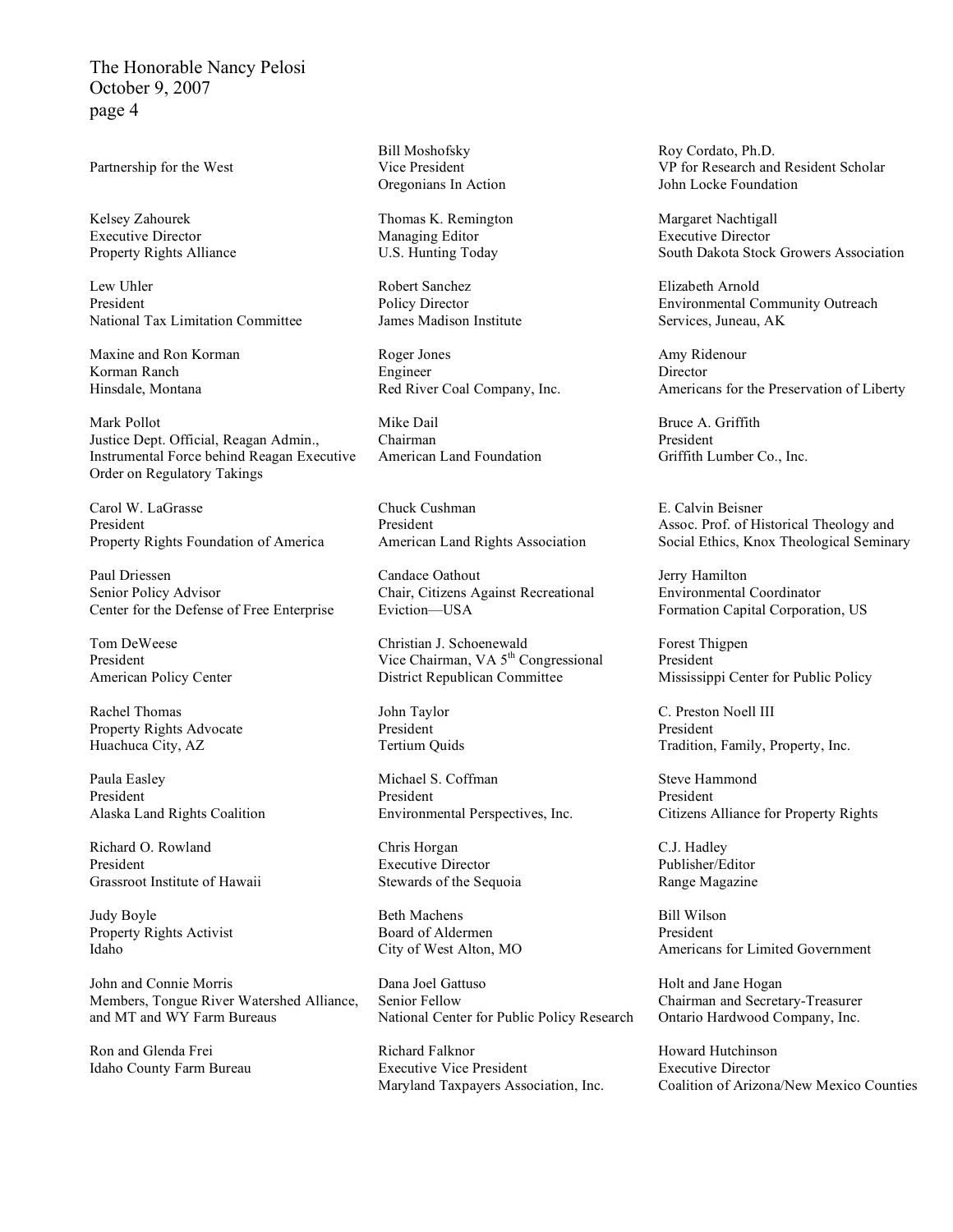Partnership for the West

Kelsey Zahourek
Executive Director
Property Rights Alliance

Lew Uhler
President
National Tax Limitation Committee

Maxine and Ron Korman
Korman Ranch
Hinsdale, Montana

Mark Pollot
Justice Dept. Official, Reagan Admin.,
Instrumental Force behind Reagan Executive Order on Regulatory Takings

Carol W. LaGrasse
President
Property Rights Foundation of America

Paul Driessen
Senior Policy Advisor
Center for the Defense of Free Enterprise

Tom DeWeese
President
American Policy Center

Rachel Thomas
Property Rights Advocate
Huachuca City, AZ

Paula Easley
President
Alaska Land Rights Coalition

Richard O. Rowland
President
Grassroot Institute of Hawaii

Judy Boyle
Property Rights Activist
Idaho

John and Connie Morris
Members, Tongue River Watershed Alliance, and MT and WY Farm Bureaus

Ron and Glenda Frei
Idaho County Farm Bureau

Bill Moshofsky
Vice President
Oregonians In Action

Thomas K. Remington
Managing Editor
U.S. Hunting Today

Robert Sanchez
Policy Director
James Madison Institute

Roger Jones
Engineer
Red River Coal Company, Inc.

Mike Dail
Chairman
American Land Foundation

Chuck Cushman
President
American Land Rights Association

Candace Oathout
Chair, Citizens Against Recreational Eviction—USA

Christian J. Schoenewald
Vice Chairman, VA 5th Congressional District Republican Committee

John Taylor
President
Tertium Quids

Michael S. Coffman
President
Environmental Perspectives, Inc.

Chris Horgan
Executive Director
Stewards of the Sequoia

Beth Machens
Board of Aldermen
City of West Alton, MO

Dana Joel Gattuso
Senior Fellow
National Center for Public Policy Research

Richard Falknor
Executive Vice President
Maryland Taxpayers Association, Inc.

Roy Cordato, Ph.D.
VP for Research and Resident Scholar
John Locke Foundation

Margaret Nachtigall
Executive Director
South Dakota Stock Growers Association

Elizabeth Arnold
Environmental Community Outreach Services, Juneau, AK

Amy Ridenour
Director
Americans for the Preservation of Liberty

Bruce A. Griffith
President
Griffith Lumber Co., Inc.

E. Calvin Beisner
Assoc. Prof. of Historical Theology and Social Ethics, Knox Theological Seminary

Jerry Hamilton
Environmental Coordinator
Formation Capital Corporation, US

Forest Thigpen
President
Mississippi Center for Public Policy

C. Preston Noell III
President
Tradition, Family, Property, Inc.

Steve Hammond
President
Citizens Alliance for Property Rights

C.J. Hadley
Publisher/Editor
Range Magazine

Bill Wilson
President
Americans for Limited Government

Holt and Jane Hogan
Chairman and Secretary-Treasurer
Ontario Hardwood Company, Inc.

Howard Hutchinson
Executive Director
Coalition of Arizona/New Mexico Counties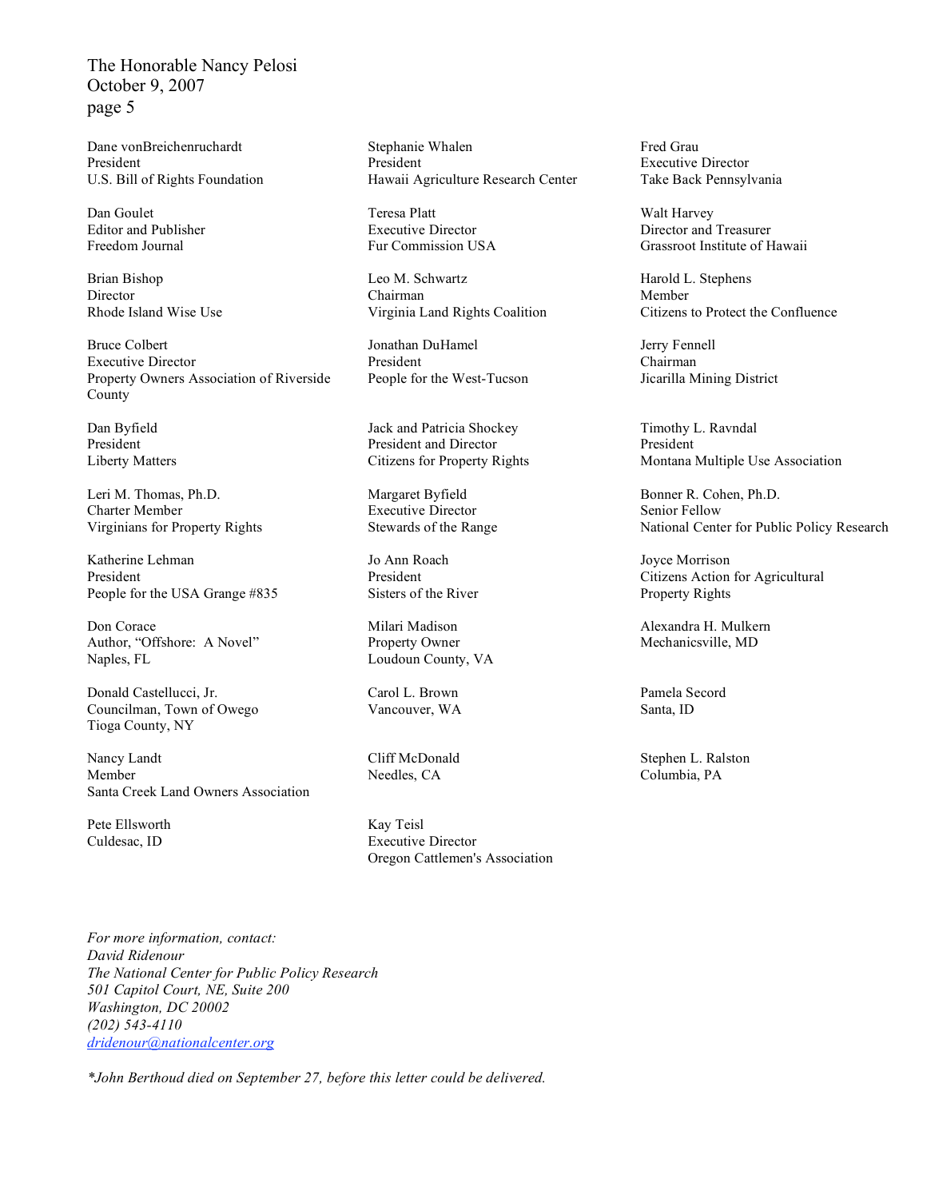Dane vonBreichenruchardt
President
U.S. Bill of Rights Foundation

Dan Goulet
Editor and Publisher
Freedom Journal

Brian Bishop
Director
Rhode Island Wise Use

Bruce Colbert
Executive Director
Property Owners Association of Riverside County

Dan Byfield
President
Liberty Matters

Leri M. Thomas, Ph.D.
Charter Member
Virginians for Property Rights

Katherine Lehman
President
People for the USA Grange #835

Don Corace
Author, "Offshore: A Novel"
Naples, FL

Donald Castellucci, Jr.
Councilman, Town of Owego
Tioga County, NY

Nancy Landt
Member
Santa Creek Land Owners Association

Pete Ellsworth
Culdesac, ID

Stephanie Whalen
President
Hawaii Agriculture Research Center

Teresa Platt
Executive Director
Fur Commission USA

Leo M. Schwartz
Chairman
Virginia Land Rights Coalition

Jonathan DuHamel
President
People for the West-Tucson

Jack and Patricia Shockey
President and Director
Citizens for Property Rights

Margaret Byfield
Executive Director
Stewards of the Range

Jo Ann Roach
President
Sisters of the River

Milari Madison
Property Owner
Loudoun County, VA

Carol L. Brown
Vancouver, WA

Cliff McDonald
Needles, CA

Kay Teisl
Executive Director
Oregon Cattlemen's Association

Fred Grau
Executive Director
Take Back Pennsylvania

Walt Harvey
Director and Treasurer
Grassroot Institute of Hawaii

Harold L. Stephens
Member
Citizens to Protect the Confluence

Jerry Fennell
Chairman
Jicarilla Mining District

Timothy L. Ravndal
President
Montana Multiple Use Association

Bonner R. Cohen, Ph.D.
Senior Fellow
National Center for Public Policy Research

Joyce Morrison
Citizens Action for Agricultural Property Rights

Alexandra H. Mulkern
Mechanicsville, MD

Pamela Secord
Santa, ID

Stephen L. Ralston
Columbia, PA

*For more information, contact:*
*David Ridenour*
*The National Center for Public Policy Research*
*501 Capitol Court, NE, Suite 200*
*Washington, DC 20002*
*(202) 543-4110*
*dridenour@nationalcenter.org*

*\*John Berthoud died on September 27, before this letter could be delivered.*